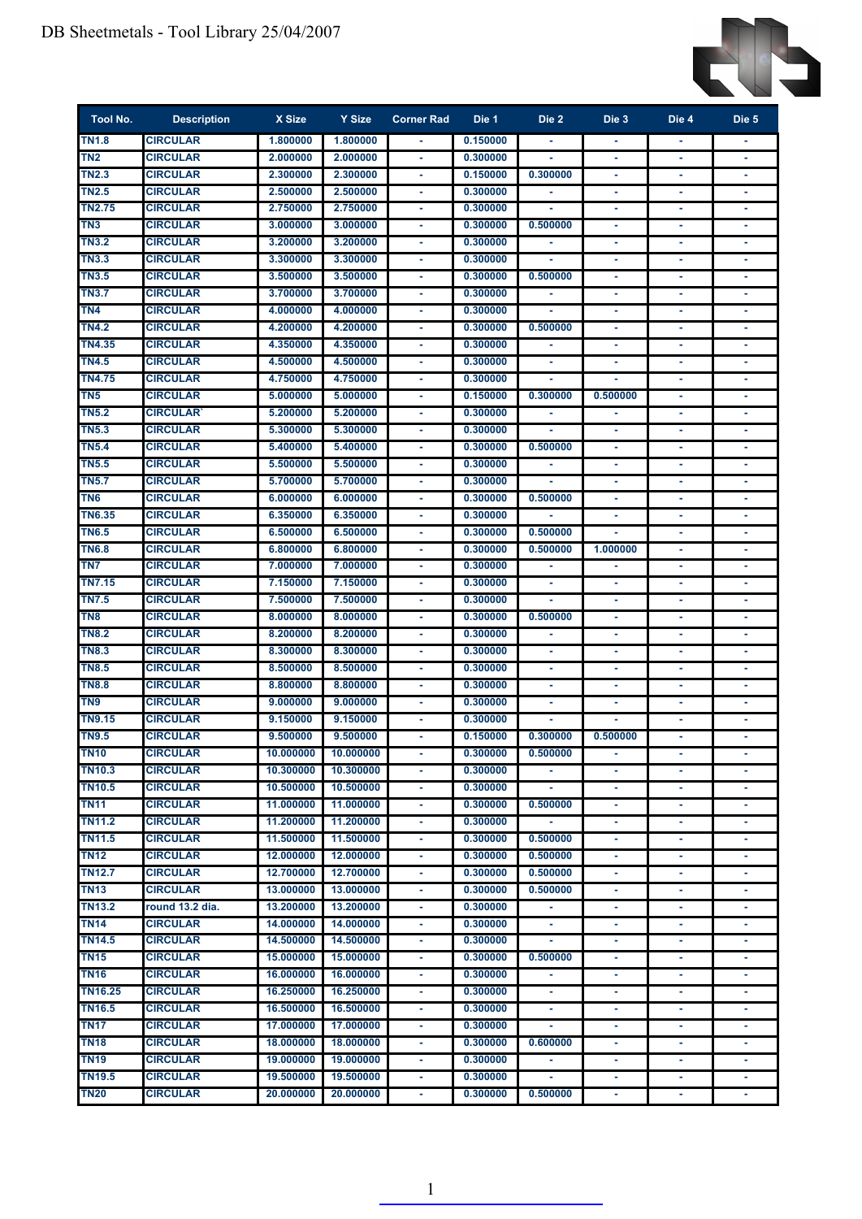# DB Sheetmetals - Tool Library 25/04/2007

| Tool No. | Description | X Size | Y Size | Corner Rad | Die 1 | Die 2 | Die 3 | Die 4 | Die 5 |
|---|---|---|---|---|---|---|---|---|---|
| TN1.8 | CIRCULAR | 1.800000 | 1.800000 | - | 0.150000 | - | - | - | - |
| TN2 | CIRCULAR | 2.000000 | 2.000000 | - | 0.300000 | - | - | - | - |
| TN2.3 | CIRCULAR | 2.300000 | 2.300000 | - | 0.150000 | 0.300000 | - | - | - |
| TN2.5 | CIRCULAR | 2.500000 | 2.500000 | - | 0.300000 | - | - | - | - |
| TN2.75 | CIRCULAR | 2.750000 | 2.750000 | - | 0.300000 | - | - | - | - |
| TN3 | CIRCULAR | 3.000000 | 3.000000 | - | 0.300000 | 0.500000 | - | - | - |
| TN3.2 | CIRCULAR | 3.200000 | 3.200000 | - | 0.300000 | - | - | - | - |
| TN3.3 | CIRCULAR | 3.300000 | 3.300000 | - | 0.300000 | - | - | - | - |
| TN3.5 | CIRCULAR | 3.500000 | 3.500000 | - | 0.300000 | 0.500000 | - | - | - |
| TN3.7 | CIRCULAR | 3.700000 | 3.700000 | - | 0.300000 | - | - | - | - |
| TN4 | CIRCULAR | 4.000000 | 4.000000 | - | 0.300000 | - | - | - | - |
| TN4.2 | CIRCULAR | 4.200000 | 4.200000 | - | 0.300000 | 0.500000 | - | - | - |
| TN4.35 | CIRCULAR | 4.350000 | 4.350000 | - | 0.300000 | - | - | - | - |
| TN4.5 | CIRCULAR | 4.500000 | 4.500000 | - | 0.300000 | - | - | - | - |
| TN4.75 | CIRCULAR | 4.750000 | 4.750000 | - | 0.300000 | - | - | - | - |
| TN5 | CIRCULAR | 5.000000 | 5.000000 | - | 0.150000 | 0.300000 | 0.500000 | - | - |
| TN5.2 | CIRCULAR` | 5.200000 | 5.200000 | - | 0.300000 | - | - | - | - |
| TN5.3 | CIRCULAR | 5.300000 | 5.300000 | - | 0.300000 | - | - | - | - |
| TN5.4 | CIRCULAR | 5.400000 | 5.400000 | - | 0.300000 | 0.500000 | - | - | - |
| TN5.5 | CIRCULAR | 5.500000 | 5.500000 | - | 0.300000 | - | - | - | - |
| TN5.7 | CIRCULAR | 5.700000 | 5.700000 | - | 0.300000 | - | - | - | - |
| TN6 | CIRCULAR | 6.000000 | 6.000000 | - | 0.300000 | 0.500000 | - | - | - |
| TN6.35 | CIRCULAR | 6.350000 | 6.350000 | - | 0.300000 | - | - | - | - |
| TN6.5 | CIRCULAR | 6.500000 | 6.500000 | - | 0.300000 | 0.500000 | - | - | - |
| TN6.8 | CIRCULAR | 6.800000 | 6.800000 | - | 0.300000 | 0.500000 | 1.000000 | - | - |
| TN7 | CIRCULAR | 7.000000 | 7.000000 | - | 0.300000 | - | - | - | - |
| TN7.15 | CIRCULAR | 7.150000 | 7.150000 | - | 0.300000 | - | - | - | - |
| TN7.5 | CIRCULAR | 7.500000 | 7.500000 | - | 0.300000 | - | - | - | - |
| TN8 | CIRCULAR | 8.000000 | 8.000000 | - | 0.300000 | 0.500000 | - | - | - |
| TN8.2 | CIRCULAR | 8.200000 | 8.200000 | - | 0.300000 | - | - | - | - |
| TN8.3 | CIRCULAR | 8.300000 | 8.300000 | - | 0.300000 | - | - | - | - |
| TN8.5 | CIRCULAR | 8.500000 | 8.500000 | - | 0.300000 | - | - | - | - |
| TN8.8 | CIRCULAR | 8.800000 | 8.800000 | - | 0.300000 | - | - | - | - |
| TN9 | CIRCULAR | 9.000000 | 9.000000 | - | 0.300000 | - | - | - | - |
| TN9.15 | CIRCULAR | 9.150000 | 9.150000 | - | 0.300000 | - | - | - | - |
| TN9.5 | CIRCULAR | 9.500000 | 9.500000 | - | 0.150000 | 0.300000 | 0.500000 | - | - |
| TN10 | CIRCULAR | 10.000000 | 10.000000 | - | 0.300000 | 0.500000 | - | - | - |
| TN10.3 | CIRCULAR | 10.300000 | 10.300000 | - | 0.300000 | - | - | - | - |
| TN10.5 | CIRCULAR | 10.500000 | 10.500000 | - | 0.300000 | - | - | - | - |
| TN11 | CIRCULAR | 11.000000 | 11.000000 | - | 0.300000 | 0.500000 | - | - | - |
| TN11.2 | CIRCULAR | 11.200000 | 11.200000 | - | 0.300000 | - | - | - | - |
| TN11.5 | CIRCULAR | 11.500000 | 11.500000 | - | 0.300000 | 0.500000 | - | - | - |
| TN12 | CIRCULAR | 12.000000 | 12.000000 | - | 0.300000 | 0.500000 | - | - | - |
| TN12.7 | CIRCULAR | 12.700000 | 12.700000 | - | 0.300000 | 0.500000 | - | - | - |
| TN13 | CIRCULAR | 13.000000 | 13.000000 | - | 0.300000 | 0.500000 | - | - | - |
| TN13.2 | round 13.2 dia. | 13.200000 | 13.200000 | - | 0.300000 | - | - | - | - |
| TN14 | CIRCULAR | 14.000000 | 14.000000 | - | 0.300000 | - | - | - | - |
| TN14.5 | CIRCULAR | 14.500000 | 14.500000 | - | 0.300000 | - | - | - | - |
| TN15 | CIRCULAR | 15.000000 | 15.000000 | - | 0.300000 | 0.500000 | - | - | - |
| TN16 | CIRCULAR | 16.000000 | 16.000000 | - | 0.300000 | - | - | - | - |
| TN16.25 | CIRCULAR | 16.250000 | 16.250000 | - | 0.300000 | - | - | - | - |
| TN16.5 | CIRCULAR | 16.500000 | 16.500000 | - | 0.300000 | - | - | - | - |
| TN17 | CIRCULAR | 17.000000 | 17.000000 | - | 0.300000 | - | - | - | - |
| TN18 | CIRCULAR | 18.000000 | 18.000000 | - | 0.300000 | 0.600000 | - | - | - |
| TN19 | CIRCULAR | 19.000000 | 19.000000 | - | 0.300000 | - | - | - | - |
| TN19.5 | CIRCULAR | 19.500000 | 19.500000 | - | 0.300000 | - | - | - | - |
| TN20 | CIRCULAR | 20.000000 | 20.000000 | - | 0.300000 | 0.500000 | - | - | - |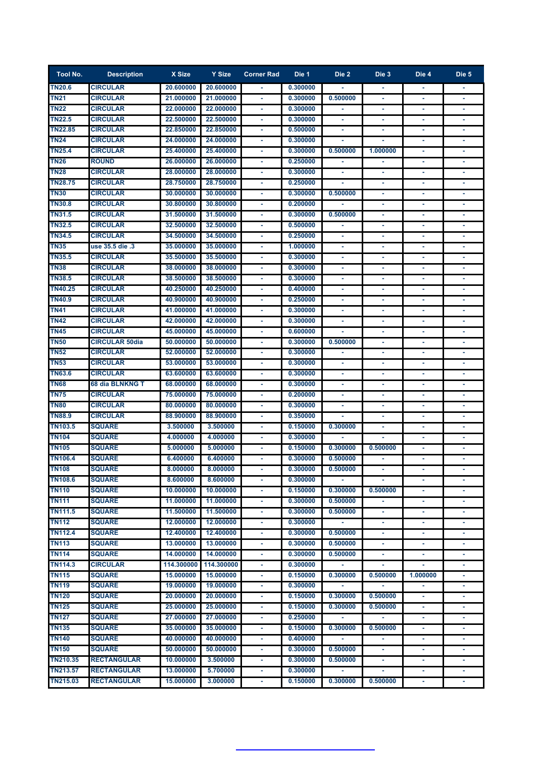| Tool No. | Description | X Size | Y Size | Corner Rad | Die 1 | Die 2 | Die 3 | Die 4 | Die 5 |
|---|---|---|---|---|---|---|---|---|---|
| TN20.6 | CIRCULAR | 20.600000 | 20.600000 | - | 0.300000 | - | - | - | - |
| TN21 | CIRCULAR | 21.000000 | 21.000000 | - | 0.300000 | 0.500000 | - | - | - |
| TN22 | CIRCULAR | 22.000000 | 22.000000 | - | 0.300000 | - | - | - | - |
| TN22.5 | CIRCULAR | 22.500000 | 22.500000 | - | 0.300000 | - | - | - | - |
| TN22.85 | CIRCULAR | 22.850000 | 22.850000 | - | 0.500000 | - | - | - | - |
| TN24 | CIRCULAR | 24.000000 | 24.000000 | - | 0.300000 | - | - | - | - |
| TN25.4 | CIRCULAR | 25.400000 | 25.400000 | - | 0.300000 | 0.500000 | 1.000000 | - | - |
| TN26 | ROUND | 26.000000 | 26.000000 | - | 0.250000 | - | - | - | - |
| TN28 | CIRCULAR | 28.000000 | 28.000000 | - | 0.300000 | - | - | - | - |
| TN28.75 | CIRCULAR | 28.750000 | 28.750000 | - | 0.250000 | - | - | - | - |
| TN30 | CIRCULAR | 30.000000 | 30.000000 | - | 0.300000 | 0.500000 | - | - | - |
| TN30.8 | CIRCULAR | 30.800000 | 30.800000 | - | 0.200000 | - | - | - | - |
| TN31.5 | CIRCULAR | 31.500000 | 31.500000 | - | 0.300000 | 0.500000 | - | - | - |
| TN32.5 | CIRCULAR | 32.500000 | 32.500000 | - | 0.500000 | - | - | - | - |
| TN34.5 | CIRCULAR | 34.500000 | 34.500000 | - | 0.250000 | - | - | - | - |
| TN35 | use 35.5 die .3 | 35.000000 | 35.000000 | - | 1.000000 | - | - | - | - |
| TN35.5 | CIRCULAR | 35.500000 | 35.500000 | - | 0.300000 | - | - | - | - |
| TN38 | CIRCULAR | 38.000000 | 38.000000 | - | 0.300000 | - | - | - | - |
| TN38.5 | CIRCULAR | 38.500000 | 38.500000 | - | 0.300000 | - | - | - | - |
| TN40.25 | CIRCULAR | 40.250000 | 40.250000 | - | 0.400000 | - | - | - | - |
| TN40.9 | CIRCULAR | 40.900000 | 40.900000 | - | 0.250000 | - | - | - | - |
| TN41 | CIRCULAR | 41.000000 | 41.000000 | - | 0.300000 | - | - | - | - |
| TN42 | CIRCULAR | 42.000000 | 42.000000 | - | 0.300000 | - | - | - | - |
| TN45 | CIRCULAR | 45.000000 | 45.000000 | - | 0.600000 | - | - | - | - |
| TN50 | CIRCULAR 50dia | 50.000000 | 50.000000 | - | 0.300000 | 0.500000 | - | - | - |
| TN52 | CIRCULAR | 52.000000 | 52.000000 | - | 0.300000 | - | - | - | - |
| TN53 | CIRCULAR | 53.000000 | 53.000000 | - | 0.300000 | - | - | - | - |
| TN63.6 | CIRCULAR | 63.600000 | 63.600000 | - | 0.300000 | - | - | - | - |
| TN68 | 68 dia BLNKNG T | 68.000000 | 68.000000 | - | 0.300000 | - | - | - | - |
| TN75 | CIRCULAR | 75.000000 | 75.000000 | - | 0.200000 | - | - | - | - |
| TN80 | CIRCULAR | 80.000000 | 80.000000 | - | 0.300000 | - | - | - | - |
| TN88.9 | CIRCULAR | 88.900000 | 88.900000 | - | 0.350000 | - | - | - | - |
| TN103.5 | SQUARE | 3.500000 | 3.500000 | - | 0.150000 | 0.300000 | - | - | - |
| TN104 | SQUARE | 4.000000 | 4.000000 | - | 0.300000 | - | - | - | - |
| TN105 | SQUARE | 5.000000 | 5.000000 | - | 0.150000 | 0.300000 | 0.500000 | - | - |
| TN106.4 | SQUARE | 6.400000 | 6.400000 | - | 0.300000 | 0.500000 | - | - | - |
| TN108 | SQUARE | 8.000000 | 8.000000 | - | 0.300000 | 0.500000 | - | - | - |
| TN108.6 | SQUARE | 8.600000 | 8.600000 | - | 0.300000 | - | - | - | - |
| TN110 | SQUARE | 10.000000 | 10.000000 | - | 0.150000 | 0.300000 | 0.500000 | - | - |
| TN111 | SQUARE | 11.000000 | 11.000000 | - | 0.300000 | 0.500000 | - | - | - |
| TN111.5 | SQUARE | 11.500000 | 11.500000 | - | 0.300000 | 0.500000 | - | - | - |
| TN112 | SQUARE | 12.000000 | 12.000000 | - | 0.300000 | - | - | - | - |
| TN112.4 | SQUARE | 12.400000 | 12.400000 | - | 0.300000 | 0.500000 | - | - | - |
| TN113 | SQUARE | 13.000000 | 13.000000 | - | 0.300000 | 0.500000 | - | - | - |
| TN114 | SQUARE | 14.000000 | 14.000000 | - | 0.300000 | 0.500000 | - | - | - |
| TN114.3 | CIRCULAR | 114.300000 | 114.300000 | - | 0.300000 | - | - | - | - |
| TN115 | SQUARE | 15.000000 | 15.000000 | - | 0.150000 | 0.300000 | 0.500000 | 1.000000 | - |
| TN119 | SQUARE | 19.000000 | 19.000000 | - | 0.300000 | - | - | - | - |
| TN120 | SQUARE | 20.000000 | 20.000000 | - | 0.150000 | 0.300000 | 0.500000 | - | - |
| TN125 | SQUARE | 25.000000 | 25.000000 | - | 0.150000 | 0.300000 | 0.500000 | - | - |
| TN127 | SQUARE | 27.000000 | 27.000000 | - | 0.250000 | - | - | - | - |
| TN135 | SQUARE | 35.000000 | 35.000000 | - | 0.150000 | 0.300000 | 0.500000 | - | - |
| TN140 | SQUARE | 40.000000 | 40.000000 | - | 0.400000 | - | - | - | - |
| TN150 | SQUARE | 50.000000 | 50.000000 | - | 0.300000 | 0.500000 | - | - | - |
| TN210.35 | RECTANGULAR | 10.000000 | 3.500000 | - | 0.300000 | 0.500000 | - | - | - |
| TN213.57 | RECTANGULAR | 13.000000 | 5.700000 | - | 0.300000 | - | - | - | - |
| TN215.03 | RECTANGULAR | 15.000000 | 3.000000 | - | 0.150000 | 0.300000 | 0.500000 | - | - |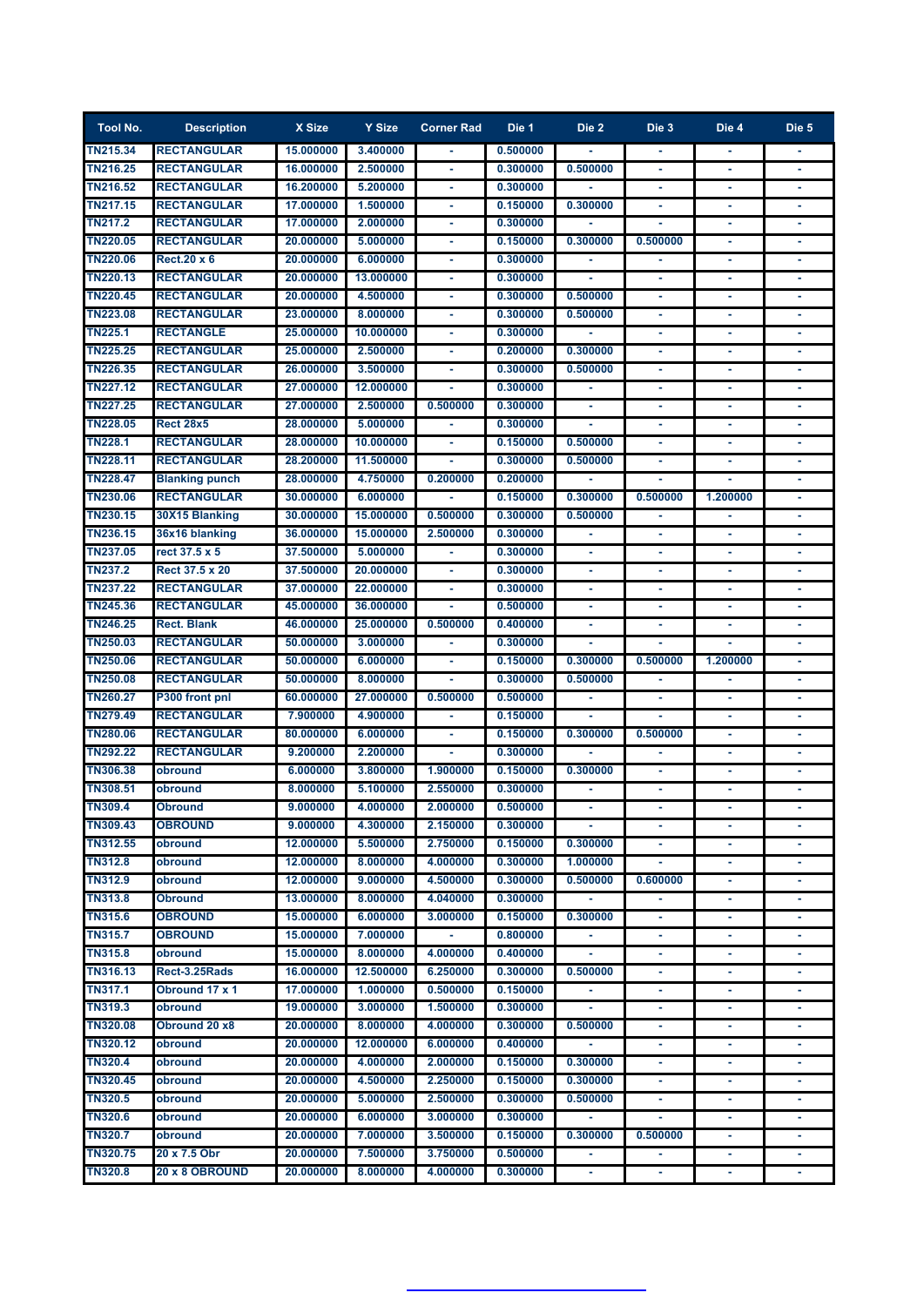| Tool No. | Description | X Size | Y Size | Corner Rad | Die 1 | Die 2 | Die 3 | Die 4 | Die 5 |
|---|---|---|---|---|---|---|---|---|---|
| TN215.34 | RECTANGULAR | 15.000000 | 3.400000 | - | 0.500000 | - | - | - | - |
| TN216.25 | RECTANGULAR | 16.000000 | 2.500000 | - | 0.300000 | 0.500000 | - | - | - |
| TN216.52 | RECTANGULAR | 16.200000 | 5.200000 | - | 0.300000 | - | - | - | - |
| TN217.15 | RECTANGULAR | 17.000000 | 1.500000 | - | 0.150000 | 0.300000 | - | - | - |
| TN217.2 | RECTANGULAR | 17.000000 | 2.000000 | - | 0.300000 | - | - | - | - |
| TN220.05 | RECTANGULAR | 20.000000 | 5.000000 | - | 0.150000 | 0.300000 | 0.500000 | - | - |
| TN220.06 | Rect.20 x 6 | 20.000000 | 6.000000 | - | 0.300000 | - | - | - | - |
| TN220.13 | RECTANGULAR | 20.000000 | 13.000000 | - | 0.300000 | - | - | - | - |
| TN220.45 | RECTANGULAR | 20.000000 | 4.500000 | - | 0.300000 | 0.500000 | - | - | - |
| TN223.08 | RECTANGULAR | 23.000000 | 8.000000 | - | 0.300000 | 0.500000 | - | - | - |
| TN225.1 | RECTANGLE | 25.000000 | 10.000000 | - | 0.300000 | - | - | - | - |
| TN225.25 | RECTANGULAR | 25.000000 | 2.500000 | - | 0.200000 | 0.300000 | - | - | - |
| TN226.35 | RECTANGULAR | 26.000000 | 3.500000 | - | 0.300000 | 0.500000 | - | - | - |
| TN227.12 | RECTANGULAR | 27.000000 | 12.000000 | - | 0.300000 | - | - | - | - |
| TN227.25 | RECTANGULAR | 27.000000 | 2.500000 | 0.500000 | 0.300000 | - | - | - | - |
| TN228.05 | Rect 28x5 | 28.000000 | 5.000000 | - | 0.300000 | - | - | - | - |
| TN228.1 | RECTANGULAR | 28.000000 | 10.000000 | - | 0.150000 | 0.500000 | - | - | - |
| TN228.11 | RECTANGULAR | 28.200000 | 11.500000 | - | 0.300000 | 0.500000 | - | - | - |
| TN228.47 | Blanking punch | 28.000000 | 4.750000 | 0.200000 | 0.200000 | - | - | - | - |
| TN230.06 | RECTANGULAR | 30.000000 | 6.000000 | - | 0.150000 | 0.300000 | 0.500000 | 1.200000 | - |
| TN230.15 | 30X15 Blanking | 30.000000 | 15.000000 | 0.500000 | 0.300000 | 0.500000 | - | - | - |
| TN236.15 | 36x16 blanking | 36.000000 | 15.000000 | 2.500000 | 0.300000 | - | - | - | - |
| TN237.05 | rect 37.5 x 5 | 37.500000 | 5.000000 | - | 0.300000 | - | - | - | - |
| TN237.2 | Rect 37.5 x 20 | 37.500000 | 20.000000 | - | 0.300000 | - | - | - | - |
| TN237.22 | RECTANGULAR | 37.000000 | 22.000000 | - | 0.300000 | - | - | - | - |
| TN245.36 | RECTANGULAR | 45.000000 | 36.000000 | - | 0.500000 | - | - | - | - |
| TN246.25 | Rect. Blank | 46.000000 | 25.000000 | 0.500000 | 0.400000 | - | - | - | - |
| TN250.03 | RECTANGULAR | 50.000000 | 3.000000 | - | 0.300000 | - | - | - | - |
| TN250.06 | RECTANGULAR | 50.000000 | 6.000000 | - | 0.150000 | 0.300000 | 0.500000 | 1.200000 | - |
| TN250.08 | RECTANGULAR | 50.000000 | 8.000000 | - | 0.300000 | 0.500000 | - | - | - |
| TN260.27 | P300 front pnl | 60.000000 | 27.000000 | 0.500000 | 0.500000 | - | - | - | - |
| TN279.49 | RECTANGULAR | 7.900000 | 4.900000 | - | 0.150000 | - | - | - | - |
| TN280.06 | RECTANGULAR | 80.000000 | 6.000000 | - | 0.150000 | 0.300000 | 0.500000 | - | - |
| TN292.22 | RECTANGULAR | 9.200000 | 2.200000 | - | 0.300000 | - | - | - | - |
| TN306.38 | obround | 6.000000 | 3.800000 | 1.900000 | 0.150000 | 0.300000 | - | - | - |
| TN308.51 | obround | 8.000000 | 5.100000 | 2.550000 | 0.300000 | - | - | - | - |
| TN309.4 | Obround | 9.000000 | 4.000000 | 2.000000 | 0.500000 | - | - | - | - |
| TN309.43 | OBROUND | 9.000000 | 4.300000 | 2.150000 | 0.300000 | - | - | - | - |
| TN312.55 | obround | 12.000000 | 5.500000 | 2.750000 | 0.150000 | 0.300000 | - | - | - |
| TN312.8 | obround | 12.000000 | 8.000000 | 4.000000 | 0.300000 | 1.000000 | - | - | - |
| TN312.9 | obround | 12.000000 | 9.000000 | 4.500000 | 0.300000 | 0.500000 | 0.600000 | - | - |
| TN313.8 | Obround | 13.000000 | 8.000000 | 4.040000 | 0.300000 | - | - | - | - |
| TN315.6 | OBROUND | 15.000000 | 6.000000 | 3.000000 | 0.150000 | 0.300000 | - | - | - |
| TN315.7 | OBROUND | 15.000000 | 7.000000 | - | 0.800000 | - | - | - | - |
| TN315.8 | obround | 15.000000 | 8.000000 | 4.000000 | 0.400000 | - | - | - | - |
| TN316.13 | Rect-3.25Rads | 16.000000 | 12.500000 | 6.250000 | 0.300000 | 0.500000 | - | - | - |
| TN317.1 | Obround 17 x 1 | 17.000000 | 1.000000 | 0.500000 | 0.150000 | - | - | - | - |
| TN319.3 | obround | 19.000000 | 3.000000 | 1.500000 | 0.300000 | - | - | - | - |
| TN320.08 | Obround 20 x8 | 20.000000 | 8.000000 | 4.000000 | 0.300000 | 0.500000 | - | - | - |
| TN320.12 | obround | 20.000000 | 12.000000 | 6.000000 | 0.400000 | - | - | - | - |
| TN320.4 | obround | 20.000000 | 4.000000 | 2.000000 | 0.150000 | 0.300000 | - | - | - |
| TN320.45 | obround | 20.000000 | 4.500000 | 2.250000 | 0.150000 | 0.300000 | - | - | - |
| TN320.5 | obround | 20.000000 | 5.000000 | 2.500000 | 0.300000 | 0.500000 | - | - | - |
| TN320.6 | obround | 20.000000 | 6.000000 | 3.000000 | 0.300000 | - | - | - | - |
| TN320.7 | obround | 20.000000 | 7.000000 | 3.500000 | 0.150000 | 0.300000 | 0.500000 | - | - |
| TN320.75 | 20 x 7.5 Obr | 20.000000 | 7.500000 | 3.750000 | 0.500000 | - | - | - | - |
| TN320.8 | 20 x 8 OBROUND | 20.000000 | 8.000000 | 4.000000 | 0.300000 | - | - | - | - |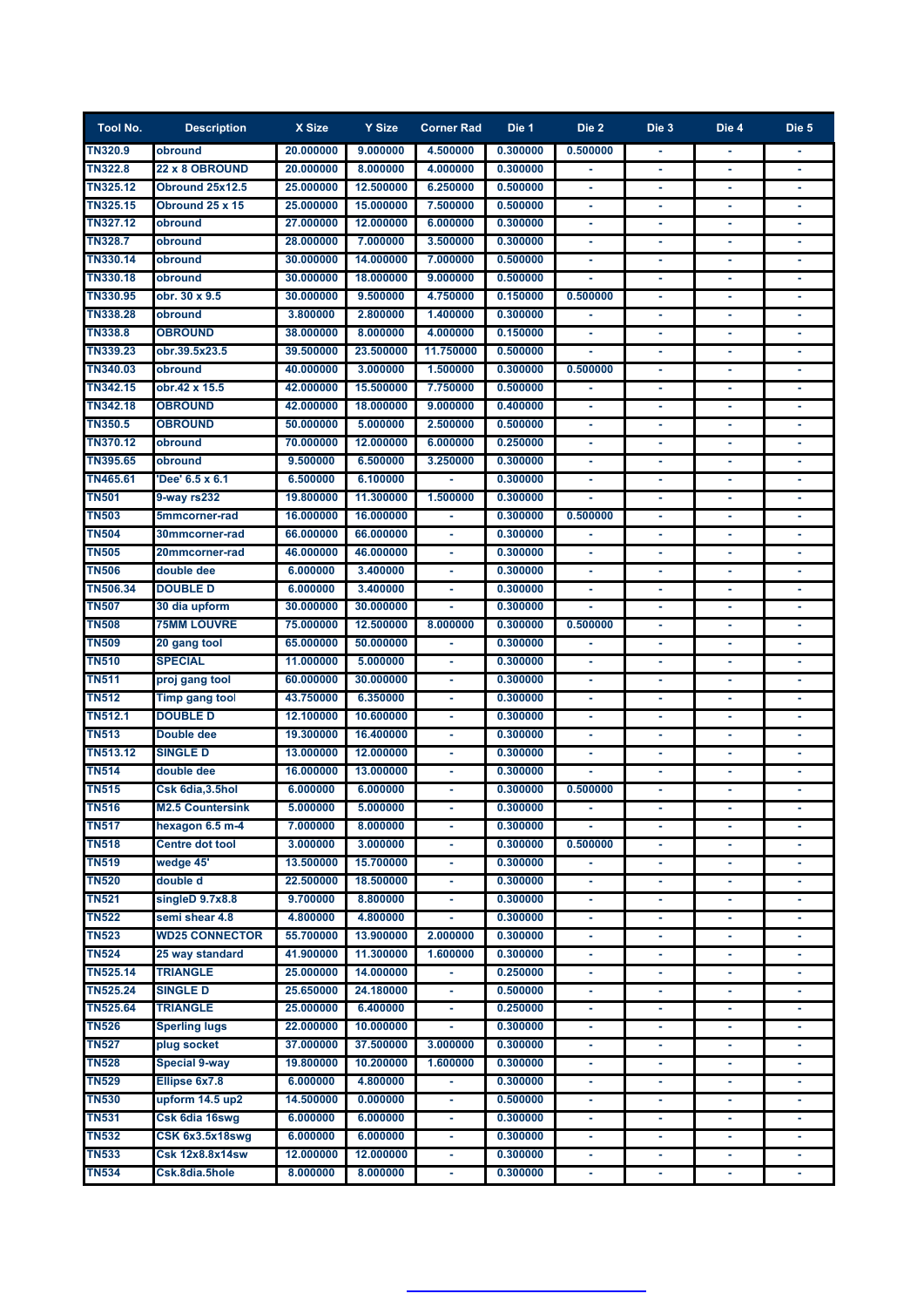| Tool No. | Description | X Size | Y Size | Corner Rad | Die 1 | Die 2 | Die 3 | Die 4 | Die 5 |
|---|---|---|---|---|---|---|---|---|---|
| TN320.9 | obround | 20.000000 | 9.000000 | 4.500000 | 0.300000 | 0.500000 | - | - | - |
| TN322.8 | 22 x 8 OBROUND | 20.000000 | 8.000000 | 4.000000 | 0.300000 | - | - | - | - |
| TN325.12 | Obround 25x12.5 | 25.000000 | 12.500000 | 6.250000 | 0.500000 | - | - | - | - |
| TN325.15 | Obround 25 x 15 | 25.000000 | 15.000000 | 7.500000 | 0.500000 | - | - | - | - |
| TN327.12 | obround | 27.000000 | 12.000000 | 6.000000 | 0.300000 | - | - | - | - |
| TN328.7 | obround | 28.000000 | 7.000000 | 3.500000 | 0.300000 | - | - | - | - |
| TN330.14 | obround | 30.000000 | 14.000000 | 7.000000 | 0.500000 | - | - | - | - |
| TN330.18 | obround | 30.000000 | 18.000000 | 9.000000 | 0.500000 | - | - | - | - |
| TN330.95 | obr. 30 x 9.5 | 30.000000 | 9.500000 | 4.750000 | 0.150000 | 0.500000 | - | - | - |
| TN338.28 | obround | 3.800000 | 2.800000 | 1.400000 | 0.300000 | - | - | - | - |
| TN338.8 | OBROUND | 38.000000 | 8.000000 | 4.000000 | 0.150000 | - | - | - | - |
| TN339.23 | obr.39.5x23.5 | 39.500000 | 23.500000 | 11.750000 | 0.500000 | - | - | - | - |
| TN340.03 | obround | 40.000000 | 3.000000 | 1.500000 | 0.300000 | 0.500000 | - | - | - |
| TN342.15 | obr.42 x 15.5 | 42.000000 | 15.500000 | 7.750000 | 0.500000 | - | - | - | - |
| TN342.18 | OBROUND | 42.000000 | 18.000000 | 9.000000 | 0.400000 | - | - | - | - |
| TN350.5 | OBROUND | 50.000000 | 5.000000 | 2.500000 | 0.500000 | - | - | - | - |
| TN370.12 | obround | 70.000000 | 12.000000 | 6.000000 | 0.250000 | - | - | - | - |
| TN395.65 | obround | 9.500000 | 6.500000 | 3.250000 | 0.300000 | - | - | - | - |
| TN465.61 | 'Dee' 6.5 x 6.1 | 6.500000 | 6.100000 | - | 0.300000 | - | - | - | - |
| TN501 | 9-way rs232 | 19.800000 | 11.300000 | 1.500000 | 0.300000 | - | - | - | - |
| TN503 | 5mmcorner-rad | 16.000000 | 16.000000 | - | 0.300000 | 0.500000 | - | - | - |
| TN504 | 30mmcorner-rad | 66.000000 | 66.000000 | - | 0.300000 | - | - | - | - |
| TN505 | 20mmcorner-rad | 46.000000 | 46.000000 | - | 0.300000 | - | - | - | - |
| TN506 | double dee | 6.000000 | 3.400000 | - | 0.300000 | - | - | - | - |
| TN506.34 | DOUBLE D | 6.000000 | 3.400000 | - | 0.300000 | - | - | - | - |
| TN507 | 30 dia upform | 30.000000 | 30.000000 | - | 0.300000 | - | - | - | - |
| TN508 | 75MM LOUVRE | 75.000000 | 12.500000 | 8.000000 | 0.300000 | 0.500000 | - | - | - |
| TN509 | 20 gang tool | 65.000000 | 50.000000 | - | 0.300000 | - | - | - | - |
| TN510 | SPECIAL | 11.000000 | 5.000000 | - | 0.300000 | - | - | - | - |
| TN511 | proj gang tool | 60.000000 | 30.000000 | - | 0.300000 | - | - | - | - |
| TN512 | Timp gang tool | 43.750000 | 6.350000 | - | 0.300000 | - | - | - | - |
| TN512.1 | DOUBLE D | 12.100000 | 10.600000 | - | 0.300000 | - | - | - | - |
| TN513 | Double dee | 19.300000 | 16.400000 | - | 0.300000 | - | - | - | - |
| TN513.12 | SINGLE D | 13.000000 | 12.000000 | - | 0.300000 | - | - | - | - |
| TN514 | double dee | 16.000000 | 13.000000 | - | 0.300000 | - | - | - | - |
| TN515 | Csk 6dia,3.5hol | 6.000000 | 6.000000 | - | 0.300000 | 0.500000 | - | - | - |
| TN516 | M2.5 Countersink | 5.000000 | 5.000000 | - | 0.300000 | - | - | - | - |
| TN517 | hexagon 6.5 m-4 | 7.000000 | 8.000000 | - | 0.300000 | - | - | - | - |
| TN518 | Centre dot tool | 3.000000 | 3.000000 | - | 0.300000 | 0.500000 | - | - | - |
| TN519 | wedge 45' | 13.500000 | 15.700000 | - | 0.300000 | - | - | - | - |
| TN520 | double d | 22.500000 | 18.500000 | - | 0.300000 | - | - | - | - |
| TN521 | singleD 9.7x8.8 | 9.700000 | 8.800000 | - | 0.300000 | - | - | - | - |
| TN522 | semi shear 4.8 | 4.800000 | 4.800000 | - | 0.300000 | - | - | - | - |
| TN523 | WD25 CONNECTOR | 55.700000 | 13.900000 | 2.000000 | 0.300000 | - | - | - | - |
| TN524 | 25 way standard | 41.900000 | 11.300000 | 1.600000 | 0.300000 | - | - | - | - |
| TN525.14 | TRIANGLE | 25.000000 | 14.000000 | - | 0.250000 | - | - | - | - |
| TN525.24 | SINGLE D | 25.650000 | 24.180000 | - | 0.500000 | - | - | - | - |
| TN525.64 | TRIANGLE | 25.000000 | 6.400000 | - | 0.250000 | - | - | - | - |
| TN526 | Sperling lugs | 22.000000 | 10.000000 | - | 0.300000 | - | - | - | - |
| TN527 | plug socket | 37.000000 | 37.500000 | 3.000000 | 0.300000 | - | - | - | - |
| TN528 | Special 9-way | 19.800000 | 10.200000 | 1.600000 | 0.300000 | - | - | - | - |
| TN529 | Ellipse 6x7.8 | 6.000000 | 4.800000 | - | 0.300000 | - | - | - | - |
| TN530 | upform 14.5 up2 | 14.500000 | 0.000000 | - | 0.500000 | - | - | - | - |
| TN531 | Csk 6dia 16swg | 6.000000 | 6.000000 | - | 0.300000 | - | - | - | - |
| TN532 | CSK 6x3.5x18swg | 6.000000 | 6.000000 | - | 0.300000 | - | - | - | - |
| TN533 | Csk 12x8.8x14sw | 12.000000 | 12.000000 | - | 0.300000 | - | - | - | - |
| TN534 | Csk.8dia.5hole | 8.000000 | 8.000000 | - | 0.300000 | - | - | - | - |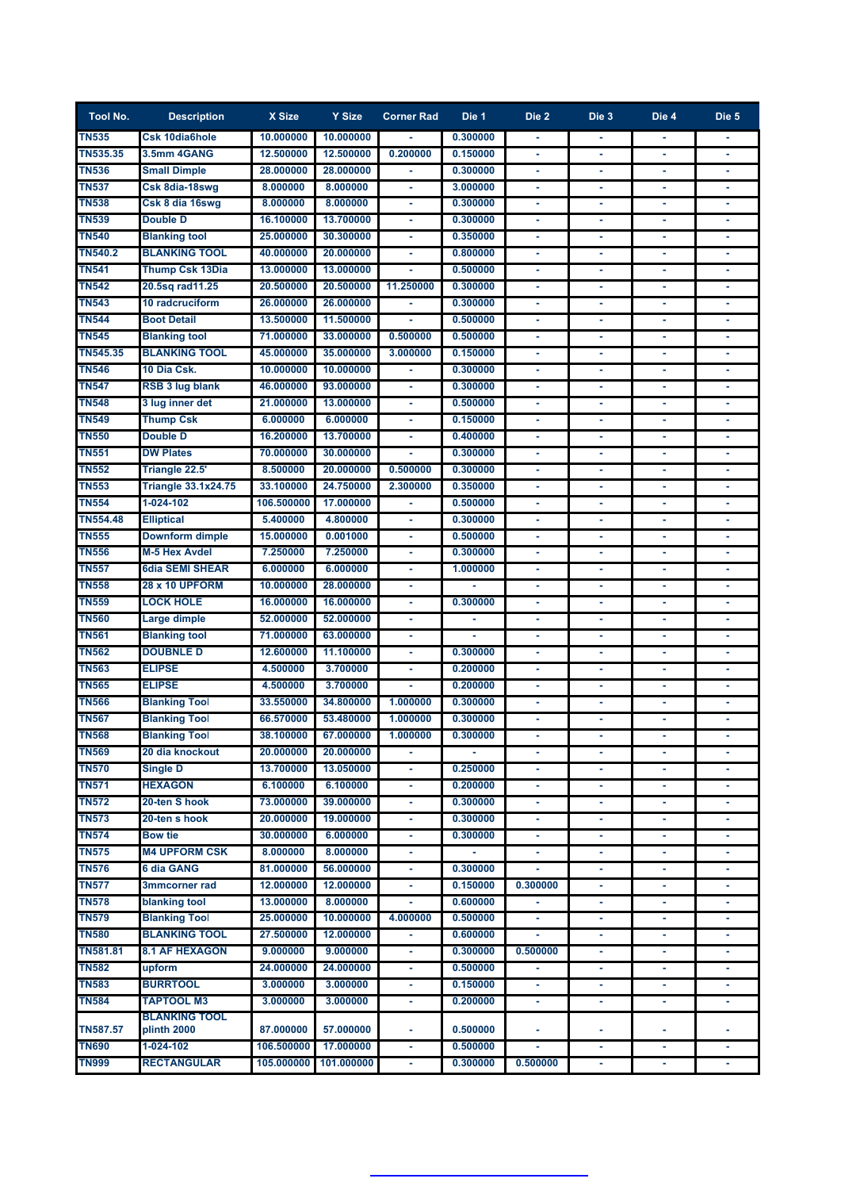| Tool No. | Description | X Size | Y Size | Corner Rad | Die 1 | Die 2 | Die 3 | Die 4 | Die 5 |
|---|---|---|---|---|---|---|---|---|---|
| TN535 | Csk 10dia6hole | 10.000000 | 10.000000 | - | 0.300000 | - | - | - | - |
| TN535.35 | 3.5mm 4GANG | 12.500000 | 12.500000 | 0.200000 | 0.150000 | - | - | - | - |
| TN536 | Small Dimple | 28.000000 | 28.000000 | - | 0.300000 | - | - | - | - |
| TN537 | Csk 8dia-18swg | 8.000000 | 8.000000 | - | 3.000000 | - | - | - | - |
| TN538 | Csk 8 dia 16swg | 8.000000 | 8.000000 | - | 0.300000 | - | - | - | - |
| TN539 | Double D | 16.100000 | 13.700000 | - | 0.300000 | - | - | - | - |
| TN540 | Blanking tool | 25.000000 | 30.300000 | - | 0.350000 | - | - | - | - |
| TN540.2 | BLANKING TOOL | 40.000000 | 20.000000 | - | 0.800000 | - | - | - | - |
| TN541 | Thump Csk 13Dia | 13.000000 | 13.000000 | - | 0.500000 | - | - | - | - |
| TN542 | 20.5sq rad11.25 | 20.500000 | 20.500000 | 11.250000 | 0.300000 | - | - | - | - |
| TN543 | 10 radcruciform | 26.000000 | 26.000000 | - | 0.300000 | - | - | - | - |
| TN544 | Boot Detail | 13.500000 | 11.500000 | - | 0.500000 | - | - | - | - |
| TN545 | Blanking tool | 71.000000 | 33.000000 | 0.500000 | 0.500000 | - | - | - | - |
| TN545.35 | BLANKING TOOL | 45.000000 | 35.000000 | 3.000000 | 0.150000 | - | - | - | - |
| TN546 | 10 Dia Csk. | 10.000000 | 10.000000 | - | 0.300000 | - | - | - | - |
| TN547 | RSB 3 lug blank | 46.000000 | 93.000000 | - | 0.300000 | - | - | - | - |
| TN548 | 3 lug inner det | 21.000000 | 13.000000 | - | 0.500000 | - | - | - | - |
| TN549 | Thump Csk | 6.000000 | 6.000000 | - | 0.150000 | - | - | - | - |
| TN550 | Double D | 16.200000 | 13.700000 | - | 0.400000 | - | - | - | - |
| TN551 | DW Plates | 70.000000 | 30.000000 | - | 0.300000 | - | - | - | - |
| TN552 | Triangle 22.5' | 8.500000 | 20.000000 | 0.500000 | 0.300000 | - | - | - | - |
| TN553 | Triangle 33.1x24.75 | 33.100000 | 24.750000 | 2.300000 | 0.350000 | - | - | - | - |
| TN554 | 1-024-102 | 106.500000 | 17.000000 | - | 0.500000 | - | - | - | - |
| TN554.48 | Elliptical | 5.400000 | 4.800000 | - | 0.300000 | - | - | - | - |
| TN555 | Downform dimple | 15.000000 | 0.001000 | - | 0.500000 | - | - | - | - |
| TN556 | M-5 Hex Avdel | 7.250000 | 7.250000 | - | 0.300000 | - | - | - | - |
| TN557 | 6dia SEMI SHEAR | 6.000000 | 6.000000 | - | 1.000000 | - | - | - | - |
| TN558 | 28 x 10 UPFORM | 10.000000 | 28.000000 | - | - | - | - | - | - |
| TN559 | LOCK HOLE | 16.000000 | 16.000000 | - | 0.300000 | - | - | - | - |
| TN560 | Large dimple | 52.000000 | 52.000000 | - | - | - | - | - | - |
| TN561 | Blanking tool | 71.000000 | 63.000000 | - | - | - | - | - | - |
| TN562 | DOUBNLE D | 12.600000 | 11.100000 | - | 0.300000 | - | - | - | - |
| TN563 | ELIPSE | 4.500000 | 3.700000 | - | 0.200000 | - | - | - | - |
| TN565 | ELIPSE | 4.500000 | 3.700000 | - | 0.200000 | - | - | - | - |
| TN566 | Blanking Tool | 33.550000 | 34.800000 | 1.000000 | 0.300000 | - | - | - | - |
| TN567 | Blanking Tool | 66.570000 | 53.480000 | 1.000000 | 0.300000 | - | - | - | - |
| TN568 | Blanking Tool | 38.100000 | 67.000000 | 1.000000 | 0.300000 | - | - | - | - |
| TN569 | 20 dia knockout | 20.000000 | 20.000000 | - | - | - | - | - | - |
| TN570 | Single D | 13.700000 | 13.050000 | - | 0.250000 | - | - | - | - |
| TN571 | HEXAGON | 6.100000 | 6.100000 | - | 0.200000 | - | - | - | - |
| TN572 | 20-ten S hook | 73.000000 | 39.000000 | - | 0.300000 | - | - | - | - |
| TN573 | 20-ten s hook | 20.000000 | 19.000000 | - | 0.300000 | - | - | - | - |
| TN574 | Bow tie | 30.000000 | 6.000000 | - | 0.300000 | - | - | - | - |
| TN575 | M4 UPFORM CSK | 8.000000 | 8.000000 | - | - | - | - | - | - |
| TN576 | 6 dia GANG | 81.000000 | 56.000000 | - | 0.300000 | - | - | - | - |
| TN577 | 3mmcorner rad | 12.000000 | 12.000000 | - | 0.150000 | 0.300000 | - | - | - |
| TN578 | blanking tool | 13.000000 | 8.000000 | - | 0.600000 | - | - | - | - |
| TN579 | Blanking Tool | 25.000000 | 10.000000 | 4.000000 | 0.500000 | - | - | - | - |
| TN580 | BLANKING TOOL | 27.500000 | 12.000000 | - | 0.600000 | - | - | - | - |
| TN581.81 | 8.1 AF HEXAGON | 9.000000 | 9.000000 | - | 0.300000 | 0.500000 | - | - | - |
| TN582 | upform | 24.000000 | 24.000000 | - | 0.500000 | - | - | - | - |
| TN583 | BURRTOOL | 3.000000 | 3.000000 | - | 0.150000 | - | - | - | - |
| TN584 | TAPTOOL M3 | 3.000000 | 3.000000 | - | 0.200000 | - | - | - | - |
| TN587.57 | BLANKING TOOL plinth 2000 | 87.000000 | 57.000000 | - | 0.500000 | - | - | - | - |
| TN690 | 1-024-102 | 106.500000 | 17.000000 | - | 0.500000 | - | - | - | - |
| TN999 | RECTANGULAR | 105.000000 | 101.000000 | - | 0.300000 | 0.500000 | - | - | - |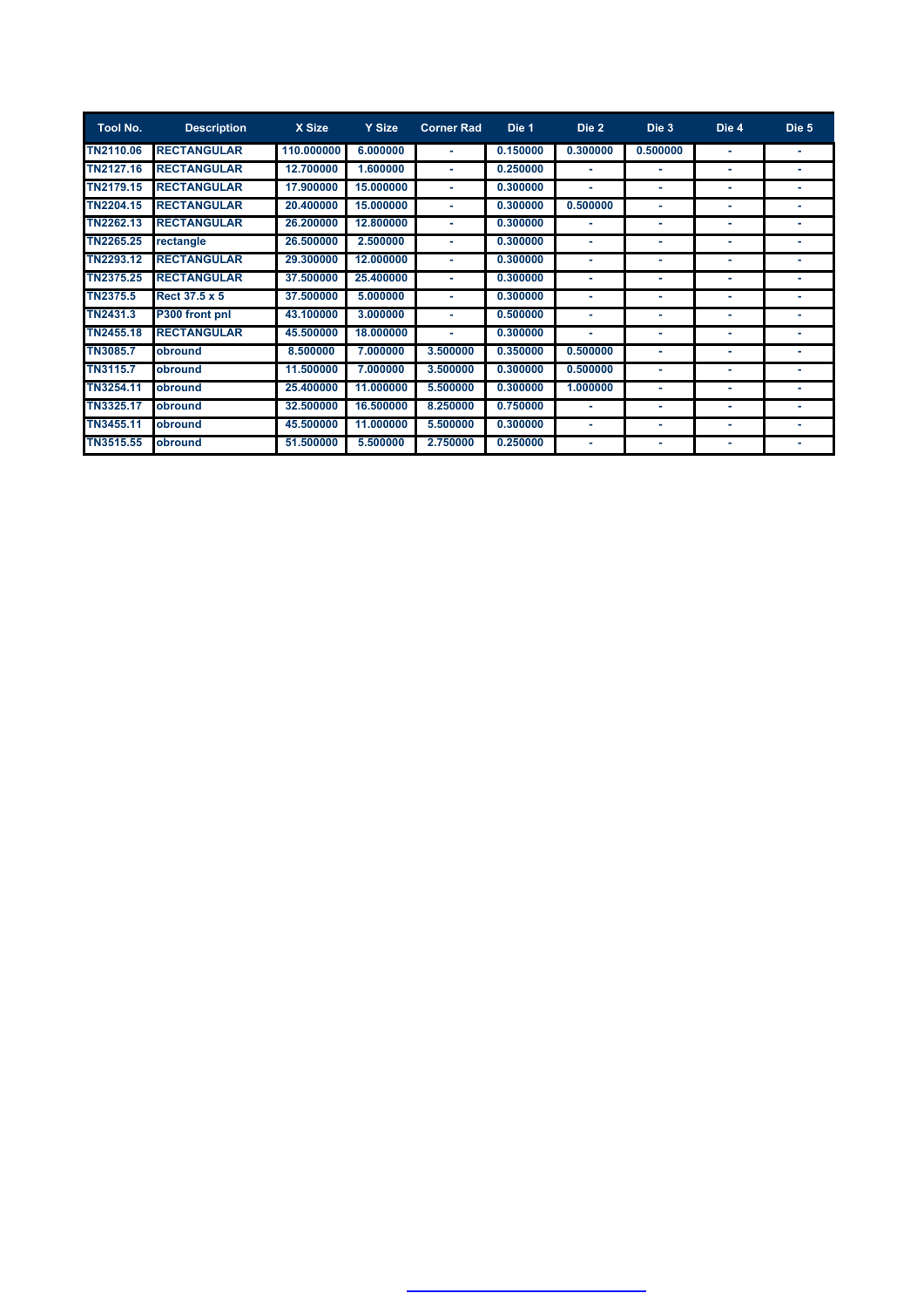| Tool No. | Description | X Size | Y Size | Corner Rad | Die 1 | Die 2 | Die 3 | Die 4 | Die 5 |
|---|---|---|---|---|---|---|---|---|---|
| TN2110.06 | RECTANGULAR | 110.000000 | 6.000000 | - | 0.150000 | 0.300000 | 0.500000 | - | - |
| TN2127.16 | RECTANGULAR | 12.700000 | 1.600000 | - | 0.250000 | - | - | - | - |
| TN2179.15 | RECTANGULAR | 17.900000 | 15.000000 | - | 0.300000 | - | - | - | - |
| TN2204.15 | RECTANGULAR | 20.400000 | 15.000000 | - | 0.300000 | 0.500000 | - | - | - |
| TN2262.13 | RECTANGULAR | 26.200000 | 12.800000 | - | 0.300000 | - | - | - | - |
| TN2265.25 | rectangle | 26.500000 | 2.500000 | - | 0.300000 | - | - | - | - |
| TN2293.12 | RECTANGULAR | 29.300000 | 12.000000 | - | 0.300000 | - | - | - | - |
| TN2375.25 | RECTANGULAR | 37.500000 | 25.400000 | - | 0.300000 | - | - | - | - |
| TN2375.5 | Rect 37.5 x 5 | 37.500000 | 5.000000 | - | 0.300000 | - | - | - | - |
| TN2431.3 | P300 front pnl | 43.100000 | 3.000000 | - | 0.500000 | - | - | - | - |
| TN2455.18 | RECTANGULAR | 45.500000 | 18.000000 | - | 0.300000 | - | - | - | - |
| TN3085.7 | obround | 8.500000 | 7.000000 | 3.500000 | 0.350000 | 0.500000 | - | - | - |
| TN3115.7 | obround | 11.500000 | 7.000000 | 3.500000 | 0.300000 | 0.500000 | - | - | - |
| TN3254.11 | obround | 25.400000 | 11.000000 | 5.500000 | 0.300000 | 1.000000 | - | - | - |
| TN3325.17 | obround | 32.500000 | 16.500000 | 8.250000 | 0.750000 | - | - | - | - |
| TN3455.11 | obround | 45.500000 | 11.000000 | 5.500000 | 0.300000 | - | - | - | - |
| TN3515.55 | obround | 51.500000 | 5.500000 | 2.750000 | 0.250000 | - | - | - | - |